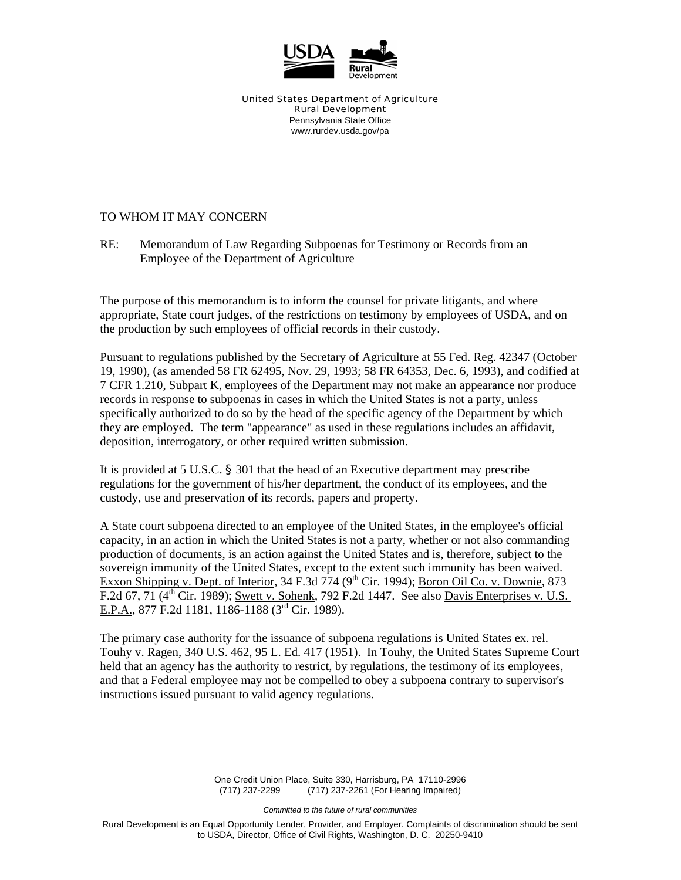United States Department of Agriculture
Rural Development
Pennsylvania State Office
www.rurdev.usda.gov/pa

TO WHOM IT MAY CONCERN

RE: Memorandum of Law Regarding Subpoenas for Testimony or Records from an Employee of the Department of Agriculture

The purpose of this memorandum is to inform the counsel for private litigants, and where appropriate, State court judges, of the restrictions on testimony by employees of USDA, and on the production by such employees of official records in their custody.

Pursuant to regulations published by the Secretary of Agriculture at 55 Fed. Reg. 42347 (October 19, 1990), (as amended 58 FR 62495, Nov. 29, 1993; 58 FR 64353, Dec. 6, 1993), and codified at 7 CFR 1.210, Subpart K, employees of the Department may not make an appearance nor produce records in response to subpoenas in cases in which the United States is not a party, unless specifically authorized to do so by the head of the specific agency of the Department by which they are employed. The term "appearance" as used in these regulations includes an affidavit, deposition, interrogatory, or other required written submission.

It is provided at 5 U.S.C. § 301 that the head of an Executive department may prescribe regulations for the government of his/her department, the conduct of its employees, and the custody, use and preservation of its records, papers and property.

A State court subpoena directed to an employee of the United States, in the employee's official capacity, in an action in which the United States is not a party, whether or not also commanding production of documents, is an action against the United States and is, therefore, subject to the sovereign immunity of the United States, except to the extent such immunity has been waived. Exxon Shipping v. Dept. of Interior, 34 F.3d 774 (9th Cir. 1994); Boron Oil Co. v. Downie, 873 F.2d 67, 71 (4th Cir. 1989); Swett v. Sohenk, 792 F.2d 1447. See also Davis Enterprises v. U.S. E.P.A., 877 F.2d 1181, 1186-1188 (3rd Cir. 1989).

The primary case authority for the issuance of subpoena regulations is United States ex. rel. Touhy v. Ragen, 340 U.S. 462, 95 L. Ed. 417 (1951). In Touhy, the United States Supreme Court held that an agency has the authority to restrict, by regulations, the testimony of its employees, and that a Federal employee may not be compelled to obey a subpoena contrary to supervisor's instructions issued pursuant to valid agency regulations.

One Credit Union Place, Suite 330, Harrisburg, PA 17110-2996
(717) 237-2299 (717) 237-2261 (For Hearing Impaired)

*Committed to the future of rural communities*

Rural Development is an Equal Opportunity Lender, Provider, and Employer. Complaints of discrimination should be sent to USDA, Director, Office of Civil Rights, Washington, D. C. 20250-9410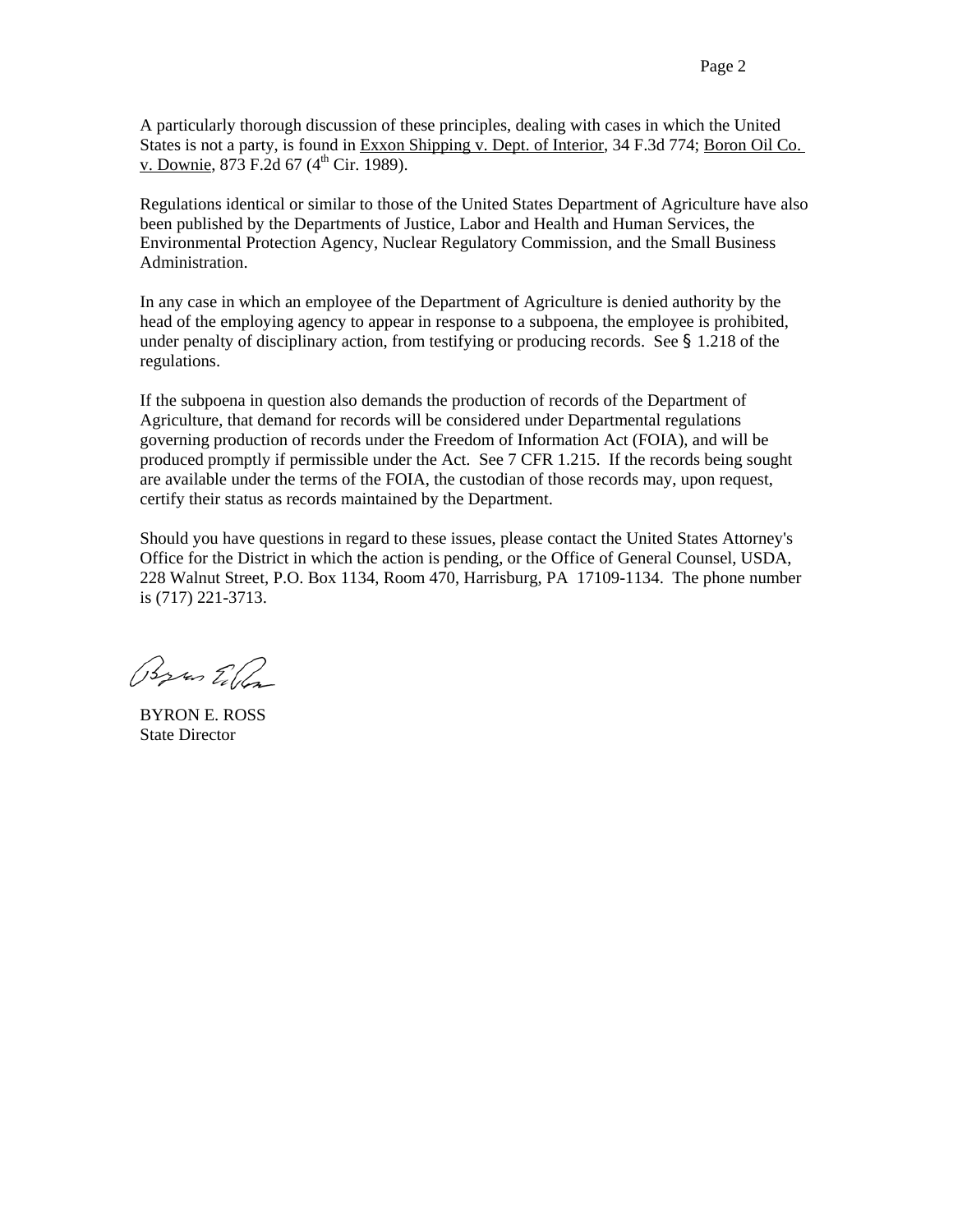A particularly thorough discussion of these principles, dealing with cases in which the United States is not a party, is found in Exxon Shipping v. Dept. of Interior, 34 F.3d 774; Boron Oil Co. v. Downie, 873 F.2d 67 (4th Cir. 1989).

Regulations identical or similar to those of the United States Department of Agriculture have also been published by the Departments of Justice, Labor and Health and Human Services, the Environmental Protection Agency, Nuclear Regulatory Commission, and the Small Business Administration.

In any case in which an employee of the Department of Agriculture is denied authority by the head of the employing agency to appear in response to a subpoena, the employee is prohibited, under penalty of disciplinary action, from testifying or producing records. See § 1.218 of the regulations.

If the subpoena in question also demands the production of records of the Department of Agriculture, that demand for records will be considered under Departmental regulations governing production of records under the Freedom of Information Act (FOIA), and will be produced promptly if permissible under the Act. See 7 CFR 1.215. If the records being sought are available under the terms of the FOIA, the custodian of those records may, upon request, certify their status as records maintained by the Department.

Should you have questions in regard to these issues, please contact the United States Attorney's Office for the District in which the action is pending, or the Office of General Counsel, USDA, 228 Walnut Street, P.O. Box 1134, Room 470, Harrisburg, PA 17109-1134. The phone number is (717) 221-3713.

BYRON E. ROSS
State Director